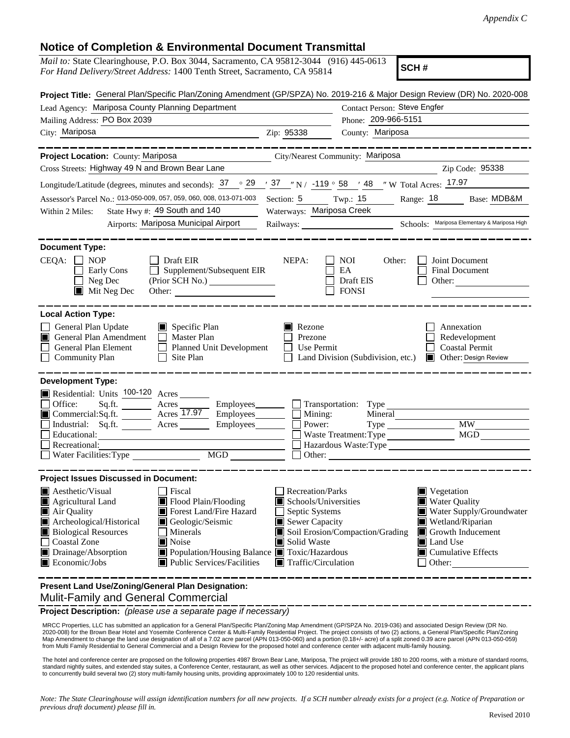*Appendix C*

# Notice of Completion & Environmental Document Transmittal

*Mail to:* State Clearinghouse, P.O. Box 3044, Sacramento, CA 95812-3044 (916) 445-0613
*For Hand Delivery/Street Address:* 1400 Tenth Street, Sacramento, CA 95814

**SCH #**

**Project Title:** General Plan/Specific Plan/Zoning Amendment (GP/SPZA) No. 2019-216 & Major Design Review (DR) No. 2020-008

Lead Agency: Mariposa County Planning Department
Contact Person: Steve Engfer
Mailing Address: PO Box 2039
Phone: 209-966-5151
City: Mariposa
Zip: 95338
County: Mariposa

---

**Project Location:** County: Mariposa
City/Nearest Community: Mariposa
Cross Streets: Highway 49 N and Brown Bear Lane
Zip Code: 95338

Longitude/Latitude (degrees, minutes and seconds): 37 ° 29 ′ 37 ″ N / -119 ° 58 ′ 48 ″ W Total Acres: 17.97

Assessor's Parcel No.: 013-050-009, 057, 059, 060, 008, 013-071-003
Section: 5 Twp.: 15 Range: 18 Base: MDB&M

Within 2 Miles: State Hwy #: 49 South and 140
Waterways: Mariposa Creek
Airports: Mariposa Municipal Airport
Railways:
Schools: Mariposa Elementary & Mariposa High

---

**Document Type:**

CEQA:
- ☐ NOP
- ☐ Early Cons
- ☐ Neg Dec
- ■ Mit Neg Dec
- ☐ Draft EIR
- ☐ Supplement/Subsequent EIR (Prior SCH No.)
- Other:

NEPA:
- ☐ NOI
- ☐ EA
- ☐ Draft EIS
- ☐ FONSI

Other:
- ☐ Joint Document
- ☐ Final Document
- ☐ Other:

---

**Local Action Type:**

- ☐ General Plan Update
- ■ General Plan Amendment
- ☐ General Plan Element
- ☐ Community Plan
- ■ Specific Plan
- ☐ Master Plan
- ☐ Planned Unit Development
- ☐ Site Plan
- ■ Rezone
- ☐ Prezone
- ☐ Use Permit
- ☐ Land Division (Subdivision, etc.)
- ☐ Annexation
- ☐ Redevelopment
- ☐ Coastal Permit
- ■ Other: Design Review

---

**Development Type:**

- ■ Residential: Units 100-120 Acres
- ☐ Office: Sq.ft. Acres Employees
- ■ Commercial: Sq.ft. Acres 17.97 Employees
- ☐ Industrial: Sq.ft. Acres Employees
- ☐ Educational:
- ☐ Recreational:
- ☐ Water Facilities: Type MGD
- ☐ Transportation: Type
- ☐ Mining: Mineral
- ☐ Power: Type MW
- ☐ Waste Treatment: Type MGD
- ☐ Hazardous Waste: Type
- ☐ Other:

---

**Project Issues Discussed in Document:**

- ■ Aesthetic/Visual
- ■ Agricultural Land
- ■ Air Quality
- ■ Archeological/Historical
- ■ Biological Resources
- ☐ Coastal Zone
- ■ Drainage/Absorption
- ■ Economic/Jobs
- ☐ Fiscal
- ■ Flood Plain/Flooding
- ■ Forest Land/Fire Hazard
- ■ Geologic/Seismic
- ☐ Minerals
- ■ Noise
- ■ Population/Housing Balance
- ■ Public Services/Facilities
- ☐ Recreation/Parks
- ■ Schools/Universities
- ☐ Septic Systems
- ■ Sewer Capacity
- ■ Soil Erosion/Compaction/Grading
- ■ Solid Waste
- ■ Toxic/Hazardous
- ■ Traffic/Circulation
- ■ Vegetation
- ■ Water Quality
- ■ Water Supply/Groundwater
- ■ Wetland/Riparian
- ■ Growth Inducement
- ■ Land Use
- ■ Cumulative Effects
- ☐ Other:

---

**Present Land Use/Zoning/General Plan Designation:**

Mulit-Family and General Commercial

**Project Description:** *(please use a separate page if necessary)*

MRCC Properties, LLC has submitted an application for a General Plan/Specific Plan/Zoning Map Amendment (GP/SPZA No. 2019-036) and associated Design Review (DR No. 2020-008) for the Brown Bear Hotel and Yosemite Conference Center & Multi-Family Residential Project. The project consists of two (2) actions, a General Plan/Specific Plan/Zoning Map Amendment to change the land use designation of all of a 7.02 acre parcel (APN 013-050-060) and a portion (0.18+/- acre) of a split zoned 0.39 acre parcel (APN 013-050-059) from Multi Family Residential to General Commercial and a Design Review for the proposed hotel and conference center with adjacent multi-family housing.

The hotel and conference center are proposed on the following properties 4987 Brown Bear Lane, Mariposa, The project will provide 180 to 200 rooms, with a mixture of standard rooms, standard nightly suites, and extended stay suites, a Conference Center, restaurant, as well as other services. Adjacent to the proposed hotel and conference center, the applicant plans to concurrently build several two (2) story multi-family housing units, providing approximately 100 to 120 residential units.

*Note: The State Clearinghouse will assign identification numbers for all new projects. If a SCH number already exists for a project (e.g. Notice of Preparation or previous draft document) please fill in.*

Revised 2010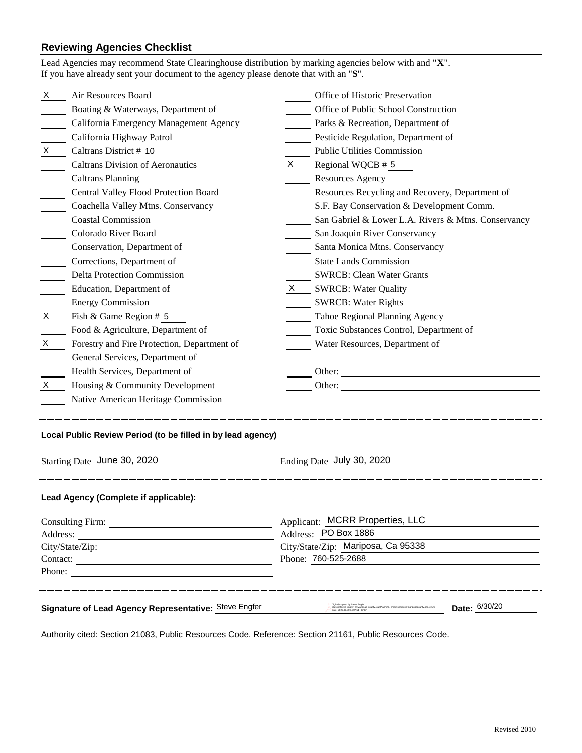## Reviewing Agencies Checklist

Lead Agencies may recommend State Clearinghouse distribution by marking agencies below with and "**X**".
If you have already sent your document to the agency please denote that with an "**S**".

| | | | |
|---|---|---|---|
| X | Air Resources Board | | Office of Historic Preservation |
| | Boating & Waterways, Department of | | Office of Public School Construction |
| | California Emergency Management Agency | | Parks & Recreation, Department of |
| | California Highway Patrol | | Pesticide Regulation, Department of |
| X | Caltrans District # 10 | | Public Utilities Commission |
| | Caltrans Division of Aeronautics | X | Regional WQCB # 5 |
| | Caltrans Planning | | Resources Agency |
| | Central Valley Flood Protection Board | | Resources Recycling and Recovery, Department of |
| | Coachella Valley Mtns. Conservancy | | S.F. Bay Conservation & Development Comm. |
| | Coastal Commission | | San Gabriel & Lower L.A. Rivers & Mtns. Conservancy |
| | Colorado River Board | | San Joaquin River Conservancy |
| | Conservation, Department of | | Santa Monica Mtns. Conservancy |
| | Corrections, Department of | | State Lands Commission |
| | Delta Protection Commission | | SWRCB: Clean Water Grants |
| | Education, Department of | X | SWRCB: Water Quality |
| | Energy Commission | | SWRCB: Water Rights |
| X | Fish & Game Region # 5 | | Tahoe Regional Planning Agency |
| | Food & Agriculture, Department of | | Toxic Substances Control, Department of |
| X | Forestry and Fire Protection, Department of | | Water Resources, Department of |
| | General Services, Department of | | |
| | Health Services, Department of | | Other: |
| X | Housing & Community Development | | Other: |
| | Native American Heritage Commission | | |

---

**Local Public Review Period (to be filled in by lead agency)**

Starting Date June 30, 2020 Ending Date July 30, 2020

---

**Lead Agency (Complete if applicable):**

Consulting Firm:
Address:
City/State/Zip:
Contact:
Phone:

Applicant: MCRR Properties, LLC
Address: PO Box 1886
City/State/Zip: Mariposa, Ca 95338
Phone: 760-525-2688

---

**Signature of Lead Agency Representative:** Steve Engfer **Date:** 6/30/20

Authority cited: Section 21083, Public Resources Code. Reference: Section 21161, Public Resources Code.

Revised 2010